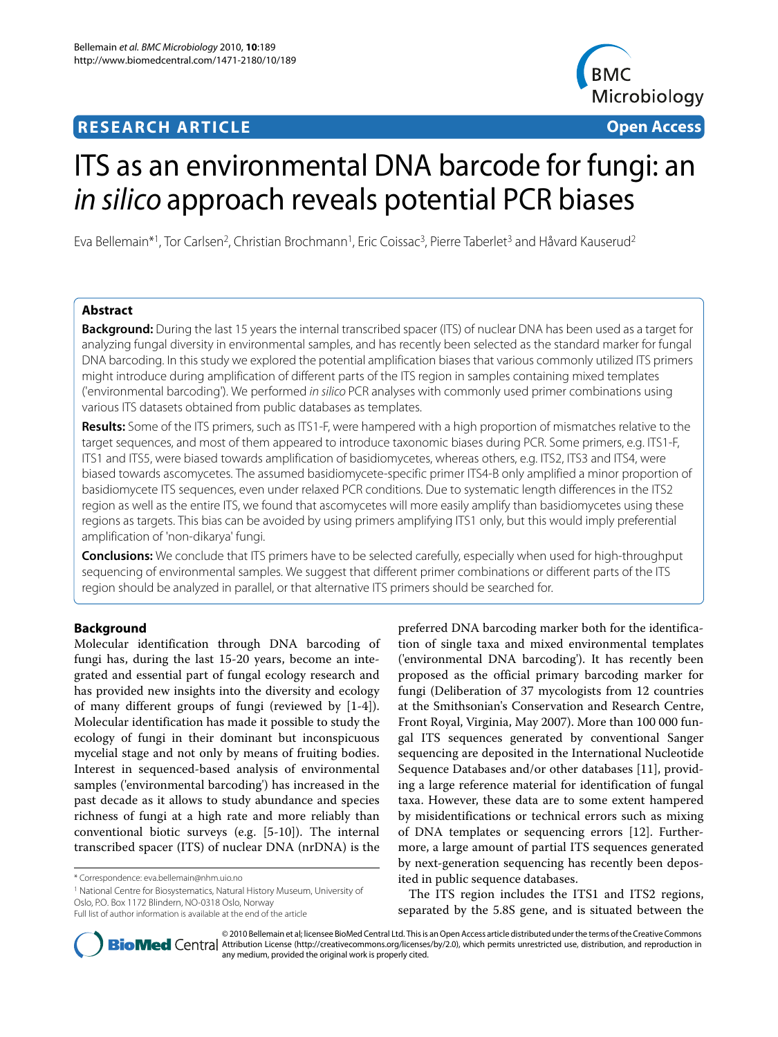**RESEARCH ARTICLE** **Open Access**

# ITS as an environmental DNA barcode for fungi: an *in silico* approach reveals potential PCR biases

Eva Bellemain*[1], Tor Carlsen[2], Christian Brochmann[1], Eric Coissac[3], Pierre Taberlet[3] and Håvard Kauserud[2]

## Abstract

**Background:** During the last 15 years the internal transcribed spacer (ITS) of nuclear DNA has been used as a target for analyzing fungal diversity in environmental samples, and has recently been selected as the standard marker for fungal DNA barcoding. In this study we explored the potential amplification biases that various commonly utilized ITS primers might introduce during amplification of different parts of the ITS region in samples containing mixed templates ('environmental barcoding'). We performed *in silico* PCR analyses with commonly used primer combinations using various ITS datasets obtained from public databases as templates.

**Results:** Some of the ITS primers, such as ITS1-F, were hampered with a high proportion of mismatches relative to the target sequences, and most of them appeared to introduce taxonomic biases during PCR. Some primers, e.g. ITS1-F, ITS1 and ITS5, were biased towards amplification of basidiomycetes, whereas others, e.g. ITS2, ITS3 and ITS4, were biased towards ascomycetes. The assumed basidiomycete-specific primer ITS4-B only amplified a minor proportion of basidiomycete ITS sequences, even under relaxed PCR conditions. Due to systematic length differences in the ITS2 region as well as the entire ITS, we found that ascomycetes will more easily amplify than basidiomycetes using these regions as targets. This bias can be avoided by using primers amplifying ITS1 only, but this would imply preferential amplification of 'non-dikarya' fungi.

**Conclusions:** We conclude that ITS primers have to be selected carefully, especially when used for high-throughput sequencing of environmental samples. We suggest that different primer combinations or different parts of the ITS region should be analyzed in parallel, or that alternative ITS primers should be searched for.

## Background

Molecular identification through DNA barcoding of fungi has, during the last 15-20 years, become an integrated and essential part of fungal ecology research and has provided new insights into the diversity and ecology of many different groups of fungi (reviewed by [1-4]). Molecular identification has made it possible to study the ecology of fungi in their dominant but inconspicuous mycelial stage and not only by means of fruiting bodies. Interest in sequenced-based analysis of environmental samples ('environmental barcoding') has increased in the past decade as it allows to study abundance and species richness of fungi at a high rate and more reliably than conventional biotic surveys (e.g. [5-10]). The internal transcribed spacer (ITS) of nuclear DNA (nrDNA) is the preferred DNA barcoding marker both for the identification of single taxa and mixed environmental templates ('environmental DNA barcoding'). It has recently been proposed as the official primary barcoding marker for fungi (Deliberation of 37 mycologists from 12 countries at the Smithsonian's Conservation and Research Centre, Front Royal, Virginia, May 2007). More than 100 000 fungal ITS sequences generated by conventional Sanger sequencing are deposited in the International Nucleotide Sequence Databases and/or other databases [11], providing a large reference material for identification of fungal taxa. However, these data are to some extent hampered by misidentifications or technical errors such as mixing of DNA templates or sequencing errors [12]. Furthermore, a large amount of partial ITS sequences generated by next-generation sequencing has recently been deposited in public sequence databases.

The ITS region includes the ITS1 and ITS2 regions, separated by the 5.8S gene, and is situated between the

\* Correspondence: eva.bellemain@nhm.uio.no

[1] National Centre for Biosystematics, Natural History Museum, University of Oslo, P.O. Box 1172 Blindern, NO-0318 Oslo, Norway

Full list of author information is available at the end of the article

© 2010 Bellemain et al; licensee BioMed Central Ltd. This is an Open Access article distributed under the terms of the Creative Commons Attribution License (http://creativecommons.org/licenses/by/2.0), which permits unrestricted use, distribution, and reproduction in any medium, provided the original work is properly cited.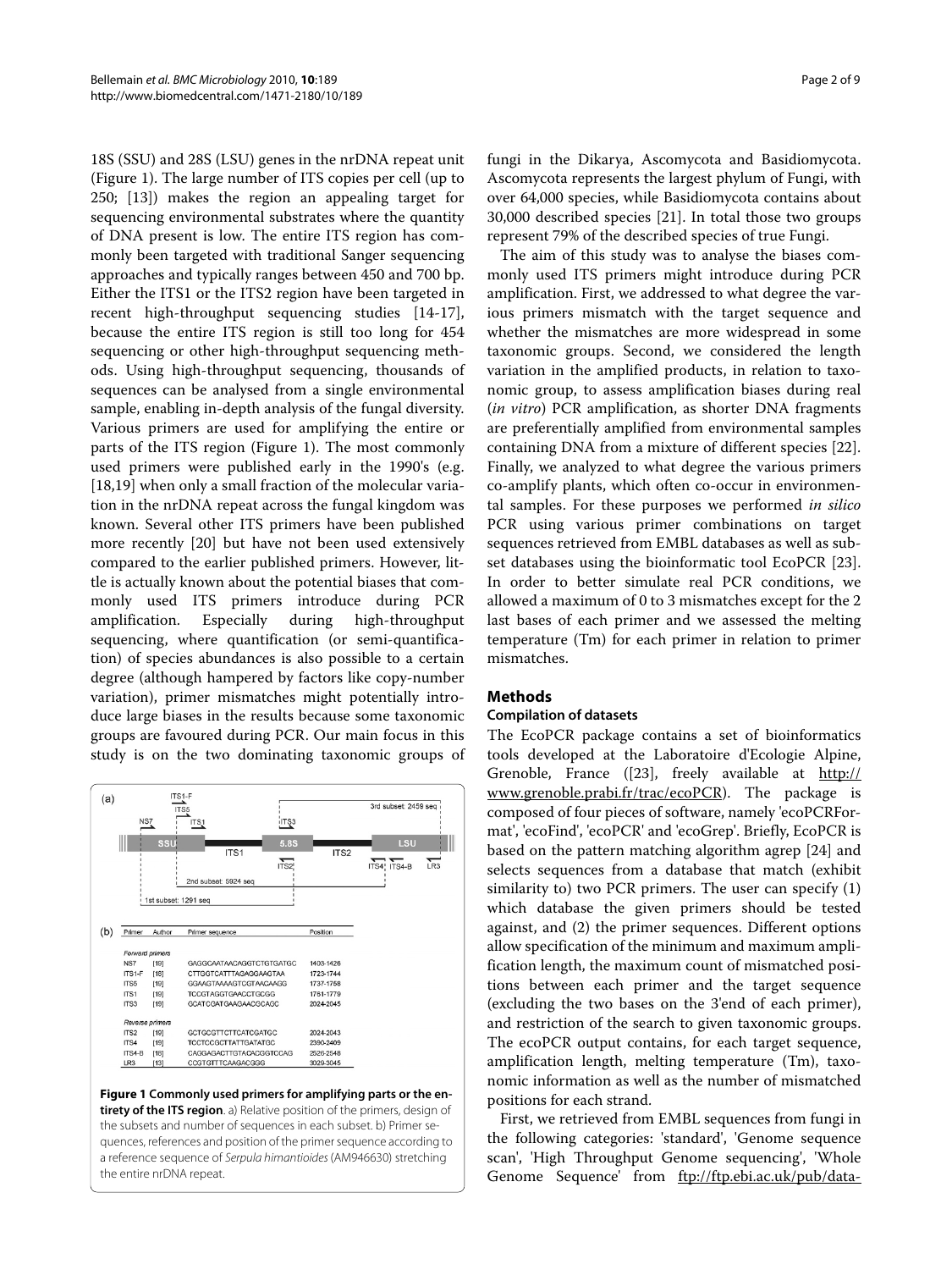18S (SSU) and 28S (LSU) genes in the nrDNA repeat unit (Figure 1). The large number of ITS copies per cell (up to 250; [13]) makes the region an appealing target for sequencing environmental substrates where the quantity of DNA present is low. The entire ITS region has commonly been targeted with traditional Sanger sequencing approaches and typically ranges between 450 and 700 bp. Either the ITS1 or the ITS2 region have been targeted in recent high-throughput sequencing studies [14-17], because the entire ITS region is still too long for 454 sequencing or other high-throughput sequencing methods. Using high-throughput sequencing, thousands of sequences can be analysed from a single environmental sample, enabling in-depth analysis of the fungal diversity. Various primers are used for amplifying the entire or parts of the ITS region (Figure 1). The most commonly used primers were published early in the 1990's (e.g. [18,19] when only a small fraction of the molecular variation in the nrDNA repeat across the fungal kingdom was known. Several other ITS primers have been published more recently [20] but have not been used extensively compared to the earlier published primers. However, little is actually known about the potential biases that commonly used ITS primers introduce during PCR amplification. Especially during high-throughput sequencing, where quantification (or semi-quantification) of species abundances is also possible to a certain degree (although hampered by factors like copy-number variation), primer mismatches might potentially introduce large biases in the results because some taxonomic groups are favoured during PCR. Our main focus in this study is on the two dominating taxonomic groups of fungi in the Dikarya, Ascomycota and Basidiomycota. Ascomycota represents the largest phylum of Fungi, with over 64,000 species, while Basidiomycota contains about 30,000 described species [21]. In total those two groups represent 79% of the described species of true Fungi.

The aim of this study was to analyse the biases commonly used ITS primers might introduce during PCR amplification. First, we addressed to what degree the various primers mismatch with the target sequence and whether the mismatches are more widespread in some taxonomic groups. Second, we considered the length variation in the amplified products, in relation to taxonomic group, to assess amplification biases during real (*in vitro*) PCR amplification, as shorter DNA fragments are preferentially amplified from environmental samples containing DNA from a mixture of different species [22]. Finally, we analyzed to what degree the various primers co-amplify plants, which often co-occur in environmental samples. For these purposes we performed *in silico* PCR using various primer combinations on target sequences retrieved from EMBL databases as well as subset databases using the bioinformatic tool EcoPCR [23]. In order to better simulate real PCR conditions, we allowed a maximum of 0 to 3 mismatches except for the 2 last bases of each primer and we assessed the melting temperature (Tm) for each primer in relation to primer mismatches.

(a)

(b)

| Primer | Author | Primer sequence | Position |
|---|---|---|---|
| *Forward primers* | | | |
| NS7 | [19] | GAGGCAATAACAGGTCTGTGATGC | 1403-1426 |
| ITS1-F | [18] | CTTGGTCATTTAGAGGAAGTAA | 1723-1744 |
| ITS5 | [19] | GGAAGTAAAAGTCGTAACAAGG | 1737-1758 |
| ITS1 | [19] | TCCGTAGGTGAACCTGCGG | 1761-1779 |
| ITS3 | [19] | GCATCGATGAAGAACGCAGC | 2024-2045 |
| *Reverse primers* | | | |
| ITS2 | [19] | GCTGCGTTCTTCATCGATGC | 2024-2043 |
| ITS4 | [19] | TCCTCCGCTTATTGATATGC | 2390-2409 |
| ITS4-B | [18] | CAGGAGACTTGTACACGGTCCAG | 2526-2548 |
| LR3 | [13] | CCGTGTTTCAAGACGGG | 3029-3045 |

**Figure 1 Commonly used primers for amplifying parts or the entirety of the ITS region**. a) Relative position of the primers, design of the subsets and number of sequences in each subset. b) Primer sequences, references and position of the primer sequence according to a reference sequence of *Serpula himantioides* (AM946630) stretching the entire nrDNA repeat.

## Methods

### Compilation of datasets

The EcoPCR package contains a set of bioinformatics tools developed at the Laboratoire d'Ecologie Alpine, Grenoble, France ([23], freely available at http://www.grenoble.prabi.fr/trac/ecoPCR). The package is composed of four pieces of software, namely 'ecoPCRFormat', 'ecoFind', 'ecoPCR' and 'ecoGrep'. Briefly, EcoPCR is based on the pattern matching algorithm agrep [24] and selects sequences from a database that match (exhibit similarity to) two PCR primers. The user can specify (1) which database the given primers should be tested against, and (2) the primer sequences. Different options allow specification of the minimum and maximum amplification length, the maximum count of mismatched positions between each primer and the target sequence (excluding the two bases on the 3'end of each primer), and restriction of the search to given taxonomic groups. The ecoPCR output contains, for each target sequence, amplification length, melting temperature (Tm), taxonomic information as well as the number of mismatched positions for each strand.

First, we retrieved from EMBL sequences from fungi in the following categories: 'standard', 'Genome sequence scan', 'High Throughput Genome sequencing', 'Whole Genome Sequence' from ftp://ftp.ebi.ac.uk/pub/data-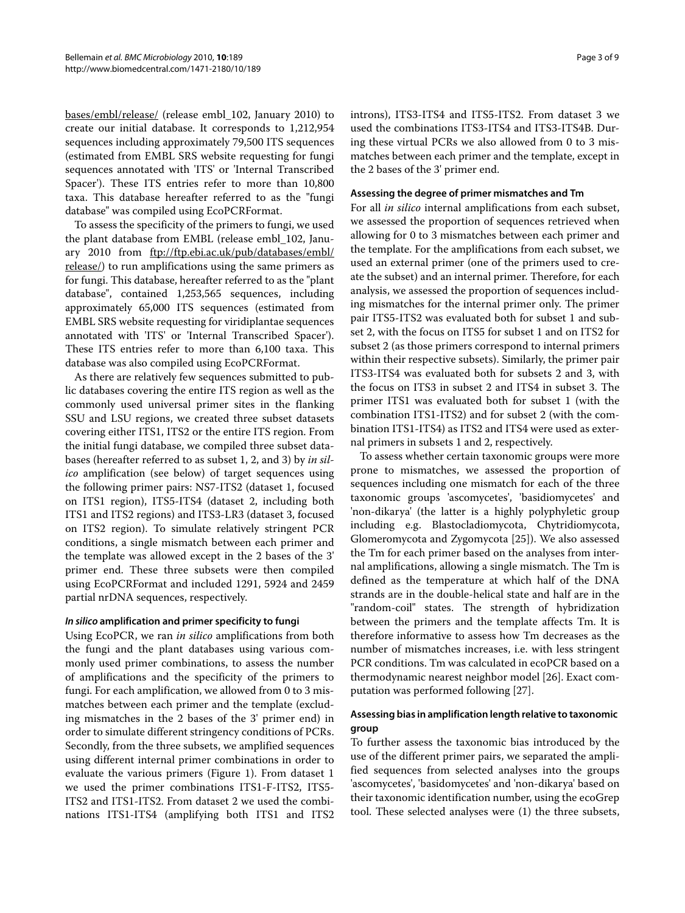bases/embl/release/ (release embl_102, January 2010) to create our initial database. It corresponds to 1,212,954 sequences including approximately 79,500 ITS sequences (estimated from EMBL SRS website requesting for fungi sequences annotated with 'ITS' or 'Internal Transcribed Spacer'). These ITS entries refer to more than 10,800 taxa. This database hereafter referred to as the "fungi database" was compiled using EcoPCRFormat.

To assess the specificity of the primers to fungi, we used the plant database from EMBL (release embl_102, January 2010 from ftp://ftp.ebi.ac.uk/pub/databases/embl/release/) to run amplifications using the same primers as for fungi. This database, hereafter referred to as the "plant database", contained 1,253,565 sequences, including approximately 65,000 ITS sequences (estimated from EMBL SRS website requesting for viridiplantae sequences annotated with 'ITS' or 'Internal Transcribed Spacer'). These ITS entries refer to more than 6,100 taxa. This database was also compiled using EcoPCRFormat.

As there are relatively few sequences submitted to public databases covering the entire ITS region as well as the commonly used universal primer sites in the flanking SSU and LSU regions, we created three subset datasets covering either ITS1, ITS2 or the entire ITS region. From the initial fungi database, we compiled three subset databases (hereafter referred to as subset 1, 2, and 3) by *in silico* amplification (see below) of target sequences using the following primer pairs: NS7-ITS2 (dataset 1, focused on ITS1 region), ITS5-ITS4 (dataset 2, including both ITS1 and ITS2 regions) and ITS3-LR3 (dataset 3, focused on ITS2 region). To simulate relatively stringent PCR conditions, a single mismatch between each primer and the template was allowed except in the 2 bases of the 3' primer end. These three subsets were then compiled using EcoPCRFormat and included 1291, 5924 and 2459 partial nrDNA sequences, respectively.

#### *In silico* amplification and primer specificity to fungi

Using EcoPCR, we ran *in silico* amplifications from both the fungi and the plant databases using various commonly used primer combinations, to assess the number of amplifications and the specificity of the primers to fungi. For each amplification, we allowed from 0 to 3 mismatches between each primer and the template (excluding mismatches in the 2 bases of the 3' primer end) in order to simulate different stringency conditions of PCRs. Secondly, from the three subsets, we amplified sequences using different internal primer combinations in order to evaluate the various primers (Figure 1). From dataset 1 we used the primer combinations ITS1-F-ITS2, ITS5-ITS2 and ITS1-ITS2. From dataset 2 we used the combinations ITS1-ITS4 (amplifying both ITS1 and ITS2 introns), ITS3-ITS4 and ITS5-ITS2. From dataset 3 we used the combinations ITS3-ITS4 and ITS3-ITS4B. During these virtual PCRs we also allowed from 0 to 3 mismatches between each primer and the template, except in the 2 bases of the 3' primer end.

#### Assessing the degree of primer mismatches and Tm

For all *in silico* internal amplifications from each subset, we assessed the proportion of sequences retrieved when allowing for 0 to 3 mismatches between each primer and the template. For the amplifications from each subset, we used an external primer (one of the primers used to create the subset) and an internal primer. Therefore, for each analysis, we assessed the proportion of sequences including mismatches for the internal primer only. The primer pair ITS5-ITS2 was evaluated both for subset 1 and subset 2, with the focus on ITS5 for subset 1 and on ITS2 for subset 2 (as those primers correspond to internal primers within their respective subsets). Similarly, the primer pair ITS3-ITS4 was evaluated both for subsets 2 and 3, with the focus on ITS3 in subset 2 and ITS4 in subset 3. The primer ITS1 was evaluated both for subset 1 (with the combination ITS1-ITS2) and for subset 2 (with the combination ITS1-ITS4) as ITS2 and ITS4 were used as external primers in subsets 1 and 2, respectively.

To assess whether certain taxonomic groups were more prone to mismatches, we assessed the proportion of sequences including one mismatch for each of the three taxonomic groups 'ascomycetes', 'basidiomycetes' and 'non-dikarya' (the latter is a highly polyphyletic group including e.g. Blastocladiomycota, Chytridiomycota, Glomeromycota and Zygomycota [25]). We also assessed the Tm for each primer based on the analyses from internal amplifications, allowing a single mismatch. The Tm is defined as the temperature at which half of the DNA strands are in the double-helical state and half are in the "random-coil" states. The strength of hybridization between the primers and the template affects Tm. It is therefore informative to assess how Tm decreases as the number of mismatches increases, i.e. with less stringent PCR conditions. Tm was calculated in ecoPCR based on a thermodynamic nearest neighbor model [26]. Exact computation was performed following [27].

#### Assessing bias in amplification length relative to taxonomic group

To further assess the taxonomic bias introduced by the use of the different primer pairs, we separated the amplified sequences from selected analyses into the groups 'ascomycetes', 'basidomycetes' and 'non-dikarya' based on their taxonomic identification number, using the ecoGrep tool. These selected analyses were (1) the three subsets,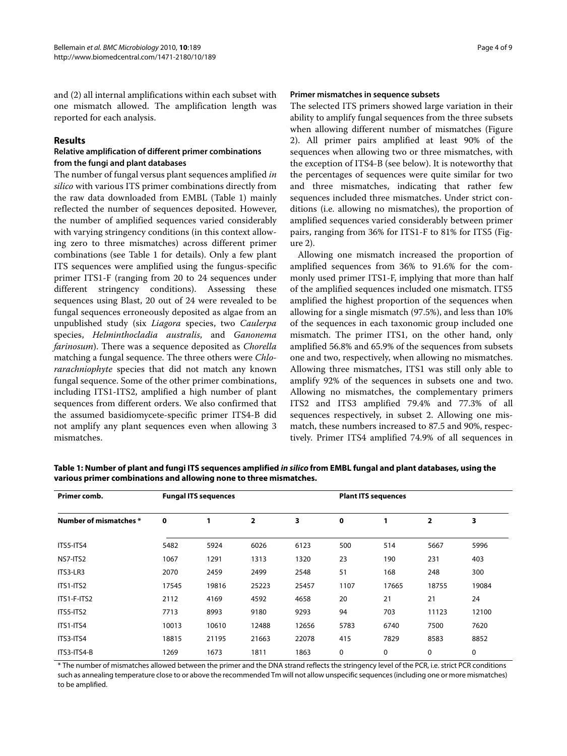and (2) all internal amplifications within each subset with one mismatch allowed. The amplification length was reported for each analysis.

## Results

### Relative amplification of different primer combinations from the fungi and plant databases

The number of fungal versus plant sequences amplified *in silico* with various ITS primer combinations directly from the raw data downloaded from EMBL (Table 1) mainly reflected the number of sequences deposited. However, the number of amplified sequences varied considerably with varying stringency conditions (in this context allowing zero to three mismatches) across different primer combinations (see Table 1 for details). Only a few plant ITS sequences were amplified using the fungus-specific primer ITS1-F (ranging from 20 to 24 sequences under different stringency conditions). Assessing these sequences using Blast, 20 out of 24 were revealed to be fungal sequences erroneously deposited as algae from an unpublished study (six *Liagora* species, two *Caulerpa* species, *Helminthocladia australis*, and *Ganonema farinosum*). There was a sequence deposited as *Chorella* matching a fungal sequence. The three others were *Chlorarachniophyte* species that did not match any known fungal sequence. Some of the other primer combinations, including ITS1-ITS2, amplified a high number of plant sequences from different orders. We also confirmed that the assumed basidiomycete-specific primer ITS4-B did not amplify any plant sequences even when allowing 3 mismatches.

### Primer mismatches in sequence subsets

The selected ITS primers showed large variation in their ability to amplify fungal sequences from the three subsets when allowing different number of mismatches (Figure 2). All primer pairs amplified at least 90% of the sequences when allowing two or three mismatches, with the exception of ITS4-B (see below). It is noteworthy that the percentages of sequences were quite similar for two and three mismatches, indicating that rather few sequences included three mismatches. Under strict conditions (i.e. allowing no mismatches), the proportion of amplified sequences varied considerably between primer pairs, ranging from 36% for ITS1-F to 81% for ITS5 (Figure 2).

Allowing one mismatch increased the proportion of amplified sequences from 36% to 91.6% for the commonly used primer ITS1-F, implying that more than half of the amplified sequences included one mismatch. ITS5 amplified the highest proportion of the sequences when allowing for a single mismatch (97.5%), and less than 10% of the sequences in each taxonomic group included one mismatch. The primer ITS1, on the other hand, only amplified 56.8% and 65.9% of the sequences from subsets one and two, respectively, when allowing no mismatches. Allowing three mismatches, ITS1 was still only able to amplify 92% of the sequences in subsets one and two. Allowing no mismatches, the complementary primers ITS2 and ITS3 amplified 79.4% and 77.3% of all sequences respectively, in subset 2. Allowing one mismatch, these numbers increased to 87.5 and 90%, respectively. Primer ITS4 amplified 74.9% of all sequences in

**Table 1: Number of plant and fungi ITS sequences amplified *in silico* from EMBL fungal and plant databases, using the various primer combinations and allowing none to three mismatches.**

| Primer comb. | Fungal ITS sequences | | | | Plant ITS sequences | | | |
|---|---|---|---|---|---|---|---|---|
| Number of mismatches * | 0 | 1 | 2 | 3 | 0 | 1 | 2 | 3 |
| ITS5-ITS4 | 5482 | 5924 | 6026 | 6123 | 500 | 514 | 5667 | 5996 |
| NS7-ITS2 | 1067 | 1291 | 1313 | 1320 | 23 | 190 | 231 | 403 |
| ITS3-LR3 | 2070 | 2459 | 2499 | 2548 | 51 | 168 | 248 | 300 |
| ITS1-ITS2 | 17545 | 19816 | 25223 | 25457 | 1107 | 17665 | 18755 | 19084 |
| ITS1-F-ITS2 | 2112 | 4169 | 4592 | 4658 | 20 | 21 | 21 | 24 |
| ITS5-ITS2 | 7713 | 8993 | 9180 | 9293 | 94 | 703 | 11123 | 12100 |
| ITS1-ITS4 | 10013 | 10610 | 12488 | 12656 | 5783 | 6740 | 7500 | 7620 |
| ITS3-ITS4 | 18815 | 21195 | 21663 | 22078 | 415 | 7829 | 8583 | 8852 |
| ITS3-ITS4-B | 1269 | 1673 | 1811 | 1863 | 0 | 0 | 0 | 0 |

* The number of mismatches allowed between the primer and the DNA strand reflects the stringency level of the PCR, i.e. strict PCR conditions such as annealing temperature close to or above the recommended Tm will not allow unspecific sequences (including one or more mismatches) to be amplified.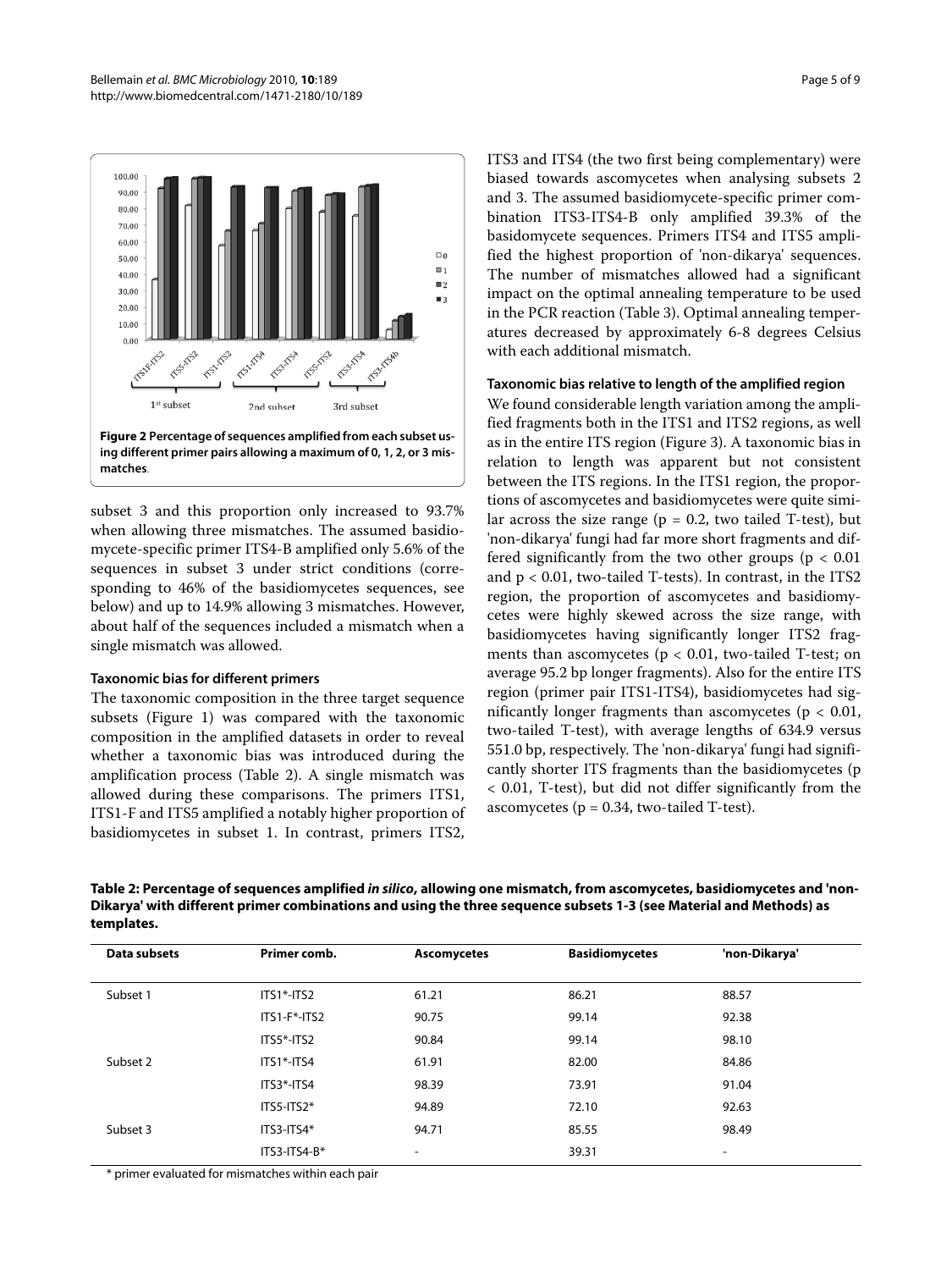**Figure 2 Percentage of sequences amplified from each subset using different primer pairs allowing a maximum of 0, 1, 2, or 3 mismatches**.

subset 3 and this proportion only increased to 93.7% when allowing three mismatches. The assumed basidiomycete-specific primer ITS4-B amplified only 5.6% of the sequences in subset 3 under strict conditions (corresponding to 46% of the basidiomycetes sequences, see below) and up to 14.9% allowing 3 mismatches. However, about half of the sequences included a mismatch when a single mismatch was allowed.

### Taxonomic bias for different primers

The taxonomic composition in the three target sequence subsets (Figure 1) was compared with the taxonomic composition in the amplified datasets in order to reveal whether a taxonomic bias was introduced during the amplification process (Table 2). A single mismatch was allowed during these comparisons. The primers ITS1, ITS1-F and ITS5 amplified a notably higher proportion of basidiomycetes in subset 1. In contrast, primers ITS2, ITS3 and ITS4 (the two first being complementary) were biased towards ascomycetes when analysing subsets 2 and 3. The assumed basidiomycete-specific primer combination ITS3-ITS4-B only amplified 39.3% of the basidomycete sequences. Primers ITS4 and ITS5 amplified the highest proportion of 'non-dikarya' sequences. The number of mismatches allowed had a significant impact on the optimal annealing temperature to be used in the PCR reaction (Table 3). Optimal annealing temperatures decreased by approximately 6-8 degrees Celsius with each additional mismatch.

### Taxonomic bias relative to length of the amplified region

We found considerable length variation among the amplified fragments both in the ITS1 and ITS2 regions, as well as in the entire ITS region (Figure 3). A taxonomic bias in relation to length was apparent but not consistent between the ITS regions. In the ITS1 region, the proportions of ascomycetes and basidiomycetes were quite similar across the size range ($p = 0.2$, two tailed T-test), but 'non-dikarya' fungi had far more short fragments and differed significantly from the two other groups ($p < 0.01$ and $p < 0.01$, two-tailed T-tests). In contrast, in the ITS2 region, the proportion of ascomycetes and basidiomycetes were highly skewed across the size range, with basidiomycetes having significantly longer ITS2 fragments than ascomycetes ($p < 0.01$, two-tailed T-test; on average 95.2 bp longer fragments). Also for the entire ITS region (primer pair ITS1-ITS4), basidiomycetes had significantly longer fragments than ascomycetes ($p < 0.01$, two-tailed T-test), with average lengths of 634.9 versus 551.0 bp, respectively. The 'non-dikarya' fungi had significantly shorter ITS fragments than the basidiomycetes ($p < 0.01$, T-test), but did not differ significantly from the ascomycetes ($p = 0.34$, two-tailed T-test).

**Table 2: Percentage of sequences amplified *in silico*, allowing one mismatch, from ascomycetes, basidiomycetes and 'non-Dikarya' with different primer combinations and using the three sequence subsets 1-3 (see Material and Methods) as templates.**

| Data subsets | Primer comb. | Ascomycetes | Basidiomycetes | 'non-Dikarya' |
|---|---|---|---|---|
| Subset 1 | ITS1*-ITS2 | 61.21 | 86.21 | 88.57 |
| | ITS1-F*-ITS2 | 90.75 | 99.14 | 92.38 |
| | ITS5*-ITS2 | 90.84 | 99.14 | 98.10 |
| Subset 2 | ITS1*-ITS4 | 61.91 | 82.00 | 84.86 |
| | ITS3*-ITS4 | 98.39 | 73.91 | 91.04 |
| | ITS5-ITS2* | 94.89 | 72.10 | 92.63 |
| Subset 3 | ITS3-ITS4* | 94.71 | 85.55 | 98.49 |
| | ITS3-ITS4-B* | - | 39.31 | - |

* primer evaluated for mismatches within each pair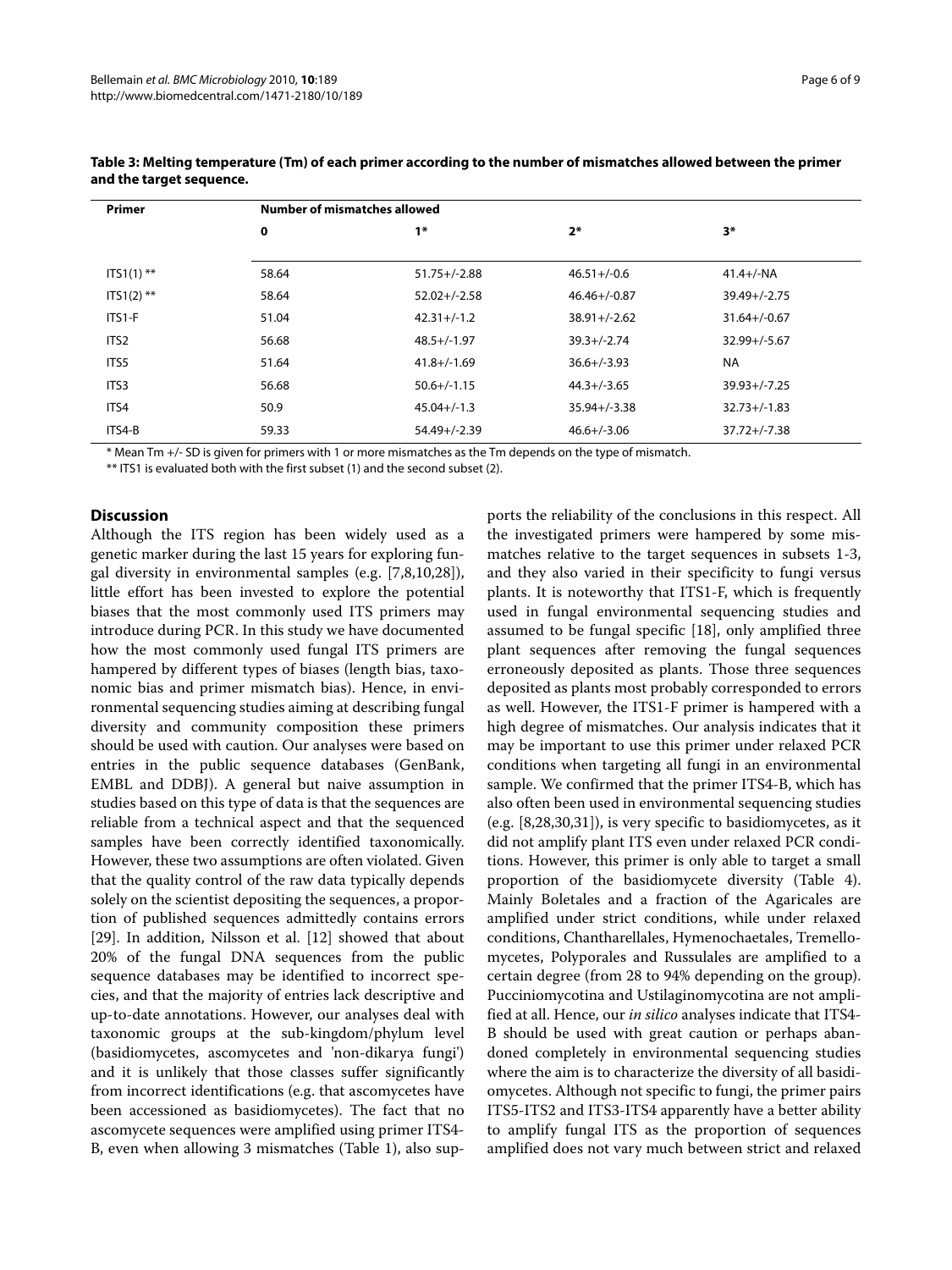**Table 3: Melting temperature (Tm) of each primer according to the number of mismatches allowed between the primer and the target sequence.**

| Primer | Number of mismatches allowed | | | |
|---|---|---|---|---|
| | 0 | 1* | 2* | 3* |
| ITS1(1) ** | 58.64 | 51.75+/-2.88 | 46.51+/-0.6 | 41.4+/-NA |
| ITS1(2) ** | 58.64 | 52.02+/-2.58 | 46.46+/-0.87 | 39.49+/-2.75 |
| ITS1-F | 51.04 | 42.31+/-1.2 | 38.91+/-2.62 | 31.64+/-0.67 |
| ITS2 | 56.68 | 48.5+/-1.97 | 39.3+/-2.74 | 32.99+/-5.67 |
| ITS5 | 51.64 | 41.8+/-1.69 | 36.6+/-3.93 | NA |
| ITS3 | 56.68 | 50.6+/-1.15 | 44.3+/-3.65 | 39.93+/-7.25 |
| ITS4 | 50.9 | 45.04+/-1.3 | 35.94+/-3.38 | 32.73+/-1.83 |
| ITS4-B | 59.33 | 54.49+/-2.39 | 46.6+/-3.06 | 37.72+/-7.38 |

\* Mean Tm +/- SD is given for primers with 1 or more mismatches as the Tm depends on the type of mismatch.

** ITS1 is evaluated both with the first subset (1) and the second subset (2).

## Discussion

Although the ITS region has been widely used as a genetic marker during the last 15 years for exploring fungal diversity in environmental samples (e.g. [7,8,10,28]), little effort has been invested to explore the potential biases that the most commonly used ITS primers may introduce during PCR. In this study we have documented how the most commonly used fungal ITS primers are hampered by different types of biases (length bias, taxonomic bias and primer mismatch bias). Hence, in environmental sequencing studies aiming at describing fungal diversity and community composition these primers should be used with caution. Our analyses were based on entries in the public sequence databases (GenBank, EMBL and DDBJ). A general but naive assumption in studies based on this type of data is that the sequences are reliable from a technical aspect and that the sequenced samples have been correctly identified taxonomically. However, these two assumptions are often violated. Given that the quality control of the raw data typically depends solely on the scientist depositing the sequences, a proportion of published sequences admittedly contains errors [29]. In addition, Nilsson et al. [12] showed that about 20% of the fungal DNA sequences from the public sequence databases may be identified to incorrect species, and that the majority of entries lack descriptive and up-to-date annotations. However, our analyses deal with taxonomic groups at the sub-kingdom/phylum level (basidiomycetes, ascomycetes and 'non-dikarya fungi') and it is unlikely that those classes suffer significantly from incorrect identifications (e.g. that ascomycetes have been accessioned as basidiomycetes). The fact that no ascomycete sequences were amplified using primer ITS4-B, even when allowing 3 mismatches (Table 1), also supports the reliability of the conclusions in this respect. All the investigated primers were hampered by some mismatches relative to the target sequences in subsets 1-3, and they also varied in their specificity to fungi versus plants. It is noteworthy that ITS1-F, which is frequently used in fungal environmental sequencing studies and assumed to be fungal specific [18], only amplified three plant sequences after removing the fungal sequences erroneously deposited as plants. Those three sequences deposited as plants most probably corresponded to errors as well. However, the ITS1-F primer is hampered with a high degree of mismatches. Our analysis indicates that it may be important to use this primer under relaxed PCR conditions when targeting all fungi in an environmental sample. We confirmed that the primer ITS4-B, which has also often been used in environmental sequencing studies (e.g. [8,28,30,31]), is very specific to basidiomycetes, as it did not amplify plant ITS even under relaxed PCR conditions. However, this primer is only able to target a small proportion of the basidiomycete diversity (Table 4). Mainly Boletales and a fraction of the Agaricales are amplified under strict conditions, while under relaxed conditions, Chantharellales, Hymenochaetales, Tremellomycetes, Polyporales and Russulales are amplified to a certain degree (from 28 to 94% depending on the group). Pucciniomycotina and Ustilaginomycotina are not amplified at all. Hence, our *in silico* analyses indicate that ITS4-B should be used with great caution or perhaps abandoned completely in environmental sequencing studies where the aim is to characterize the diversity of all basidiomycetes. Although not specific to fungi, the primer pairs ITS5-ITS2 and ITS3-ITS4 apparently have a better ability to amplify fungal ITS as the proportion of sequences amplified does not vary much between strict and relaxed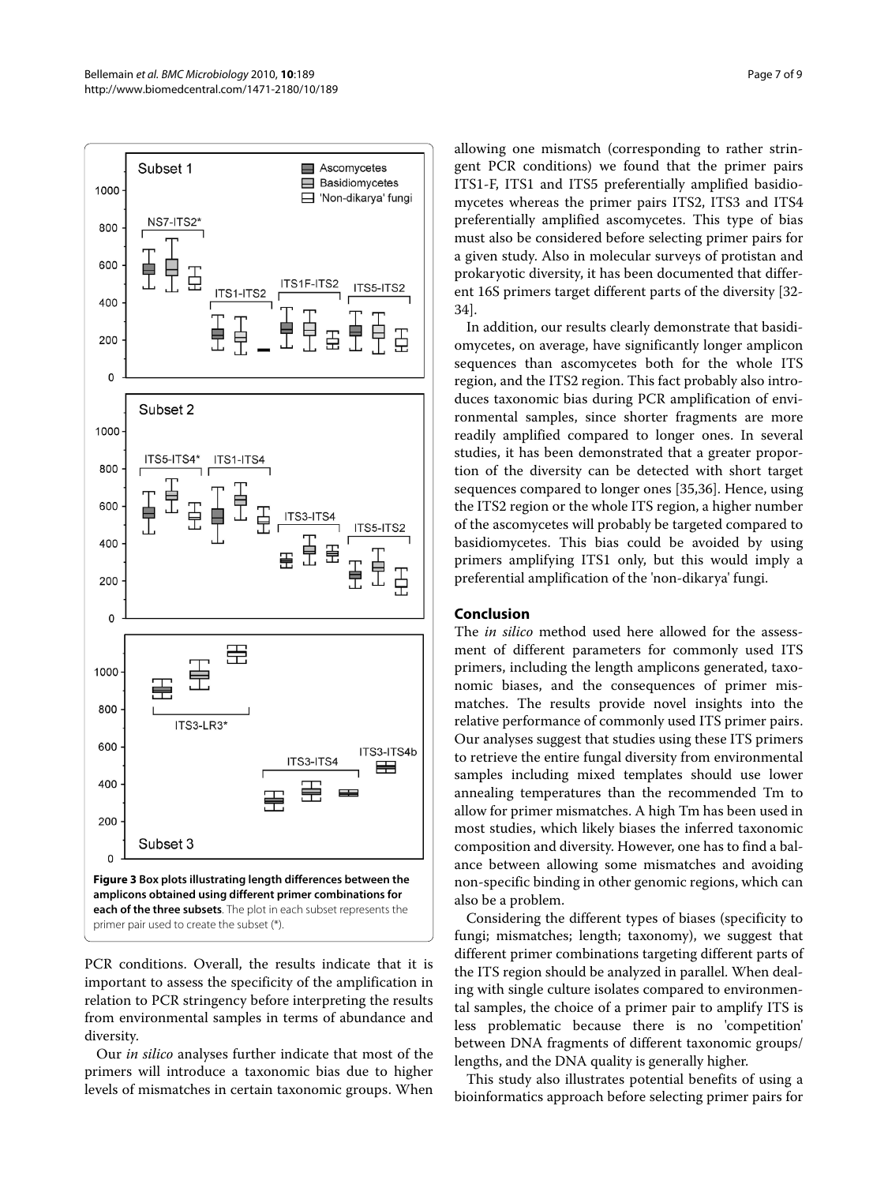**Figure 3 Box plots illustrating length differences between the amplicons obtained using different primer combinations for each of the three subsets**. The plot in each subset represents the primer pair used to create the subset (*).

PCR conditions. Overall, the results indicate that it is important to assess the specificity of the amplification in relation to PCR stringency before interpreting the results from environmental samples in terms of abundance and diversity.

Our *in silico* analyses further indicate that most of the primers will introduce a taxonomic bias due to higher levels of mismatches in certain taxonomic groups. When allowing one mismatch (corresponding to rather stringent PCR conditions) we found that the primer pairs ITS1-F, ITS1 and ITS5 preferentially amplified basidiomycetes whereas the primer pairs ITS2, ITS3 and ITS4 preferentially amplified ascomycetes. This type of bias must also be considered before selecting primer pairs for a given study. Also in molecular surveys of protistan and prokaryotic diversity, it has been documented that different 16S primers target different parts of the diversity [32-34].

In addition, our results clearly demonstrate that basidiomycetes, on average, have significantly longer amplicon sequences than ascomycetes both for the whole ITS region, and the ITS2 region. This fact probably also introduces taxonomic bias during PCR amplification of environmental samples, since shorter fragments are more readily amplified compared to longer ones. In several studies, it has been demonstrated that a greater proportion of the diversity can be detected with short target sequences compared to longer ones [35,36]. Hence, using the ITS2 region or the whole ITS region, a higher number of the ascomycetes will probably be targeted compared to basidiomycetes. This bias could be avoided by using primers amplifying ITS1 only, but this would imply a preferential amplification of the 'non-dikarya' fungi.

## Conclusion

The *in silico* method used here allowed for the assessment of different parameters for commonly used ITS primers, including the length amplicons generated, taxonomic biases, and the consequences of primer mismatches. The results provide novel insights into the relative performance of commonly used ITS primer pairs. Our analyses suggest that studies using these ITS primers to retrieve the entire fungal diversity from environmental samples including mixed templates should use lower annealing temperatures than the recommended Tm to allow for primer mismatches. A high Tm has been used in most studies, which likely biases the inferred taxonomic composition and diversity. However, one has to find a balance between allowing some mismatches and avoiding non-specific binding in other genomic regions, which can also be a problem.

Considering the different types of biases (specificity to fungi; mismatches; length; taxonomy), we suggest that different primer combinations targeting different parts of the ITS region should be analyzed in parallel. When dealing with single culture isolates compared to environmental samples, the choice of a primer pair to amplify ITS is less problematic because there is no 'competition' between DNA fragments of different taxonomic groups/lengths, and the DNA quality is generally higher.

This study also illustrates potential benefits of using a bioinformatics approach before selecting primer pairs for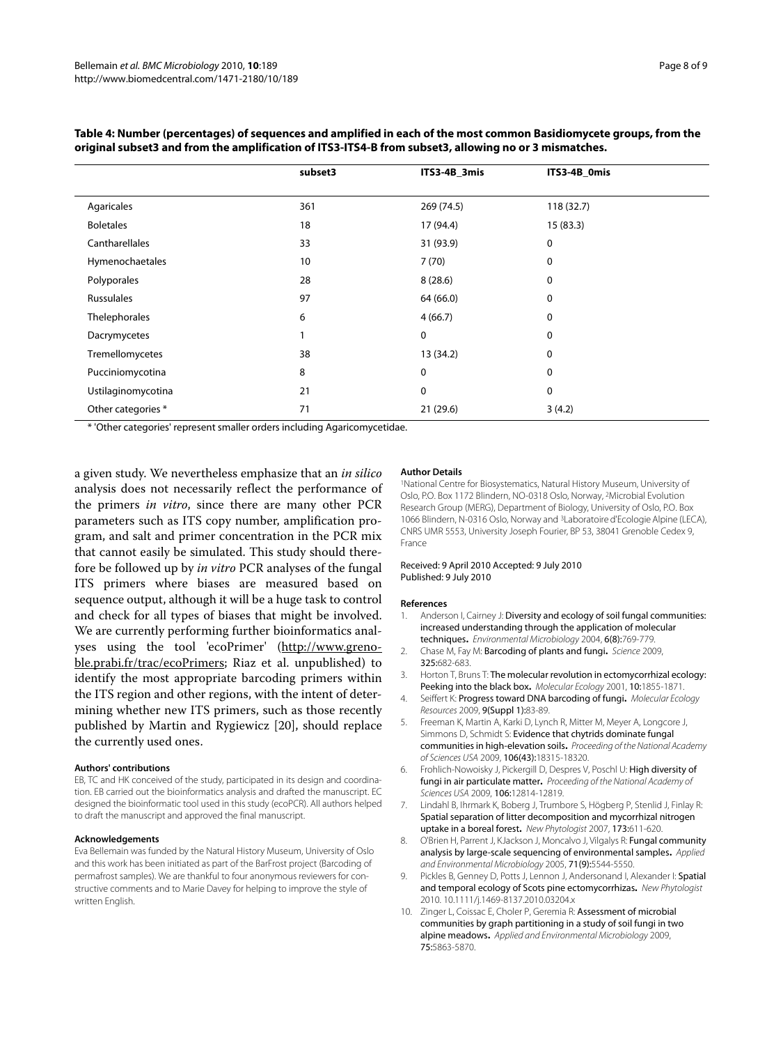**Table 4: Number (percentages) of sequences and amplified in each of the most common Basidiomycete groups, from the original subset3 and from the amplification of ITS3-ITS4-B from subset3, allowing no or 3 mismatches.**

| | subset3 | ITS3-4B_3mis | ITS3-4B_0mis |
|---|---|---|---|
| Agaricales | 361 | 269 (74.5) | 118 (32.7) |
| Boletales | 18 | 17 (94.4) | 15 (83.3) |
| Cantharellales | 33 | 31 (93.9) | 0 |
| Hymenochaetales | 10 | 7 (70) | 0 |
| Polyporales | 28 | 8 (28.6) | 0 |
| Russulales | 97 | 64 (66.0) | 0 |
| Thelephorales | 6 | 4 (66.7) | 0 |
| Dacrymycetes | 1 | 0 | 0 |
| Tremellomycetes | 38 | 13 (34.2) | 0 |
| Pucciniomycotina | 8 | 0 | 0 |
| Ustilaginomycotina | 21 | 0 | 0 |
| Other categories * | 71 | 21 (29.6) | 3 (4.2) |

* 'Other categories' represent smaller orders including Agaricomycetidae.

a given study. We nevertheless emphasize that an *in silico* analysis does not necessarily reflect the performance of the primers *in vitro*, since there are many other PCR parameters such as ITS copy number, amplification program, and salt and primer concentration in the PCR mix that cannot easily be simulated. This study should therefore be followed up by *in vitro* PCR analyses of the fungal ITS primers where biases are measured based on sequence output, although it will be a huge task to control and check for all types of biases that might be involved. We are currently performing further bioinformatics analyses using the tool 'ecoPrimer' (http://www.grenoble.prabi.fr/trac/ecoPrimers; Riaz et al. unpublished) to identify the most appropriate barcoding primers within the ITS region and other regions, with the intent of determining whether new ITS primers, such as those recently published by Martin and Rygiewicz [20], should replace the currently used ones.

#### Authors' contributions

EB, TC and HK conceived of the study, participated in its design and coordination. EB carried out the bioinformatics analysis and drafted the manuscript. EC designed the bioinformatic tool used in this study (ecoPCR). All authors helped to draft the manuscript and approved the final manuscript.

#### Acknowledgements

Eva Bellemain was funded by the Natural History Museum, University of Oslo and this work has been initiated as part of the BarFrost project (Barcoding of permafrost samples). We are thankful to four anonymous reviewers for constructive comments and to Marie Davey for helping to improve the style of written English.

#### Author Details

[1]National Centre for Biosystematics, Natural History Museum, University of Oslo, P.O. Box 1172 Blindern, NO-0318 Oslo, Norway, [2]Microbial Evolution Research Group (MERG), Department of Biology, University of Oslo, P.O. Box 1066 Blindern, N-0316 Oslo, Norway and [3]Laboratoire d'Ecologie Alpine (LECA), CNRS UMR 5553, University Joseph Fourier, BP 53, 38041 Grenoble Cedex 9, France

Received: 9 April 2010 Accepted: 9 July 2010
Published: 9 July 2010

#### References

1. Anderson I, Cairney J: **Diversity and ecology of soil fungal communities: increased understanding through the application of molecular techniques.** *Environmental Microbiology* 2004, **6(8):**769-779.
2. Chase M, Fay M: **Barcoding of plants and fungi.** *Science* 2009, **325:**682-683.
3. Horton T, Bruns T: **The molecular revolution in ectomycorrhizal ecology: Peeking into the black box.** *Molecular Ecology* 2001, **10:**1855-1871.
4. Seiffert K: **Progress toward DNA barcoding of fungi.** *Molecular Ecology Resources* 2009, **9(Suppl 1):**83-89.
5. Freeman K, Martin A, Karki D, Lynch R, Mitter M, Meyer A, Longcore J, Simmons D, Schmidt S: **Evidence that chytrids dominate fungal communities in high-elevation soils.** *Proceeding of the National Academy of Sciences USA* 2009, **106(43):**18315-18320.
6. Frohlich-Nowoisky J, Pickergill D, Despres V, Poschl U: **High diversity of fungi in air particulate matter.** *Proceeding of the National Academy of Sciences USA* 2009, **106:**12814-12819.
7. Lindahl B, Ihrmark K, Boberg J, Trumbore S, Högberg P, Stenlid J, Finlay R: **Spatial separation of litter decomposition and mycorrhizal nitrogen uptake in a boreal forest.** *New Phytologist* 2007, **173:**611-620.
8. O'Brien H, Parrent J, KJackson J, Moncalvo J, Vilgalys R: **Fungal community analysis by large-scale sequencing of environmental samples.** *Applied and Environmental Microbiology* 2005, **71(9):**5544-5550.
9. Pickles B, Genney D, Potts J, Lennon J, Andersonand I, Alexander I: **Spatial and temporal ecology of Scots pine ectomycorrhizas.** *New Phytologist* 2010. 10.1111/j.1469-8137.2010.03204.x
10. Zinger L, Coissac E, Choler P, Geremia R: **Assessment of microbial communities by graph partitioning in a study of soil fungi in two alpine meadows.** *Applied and Environmental Microbiology* 2009, **75:**5863-5870.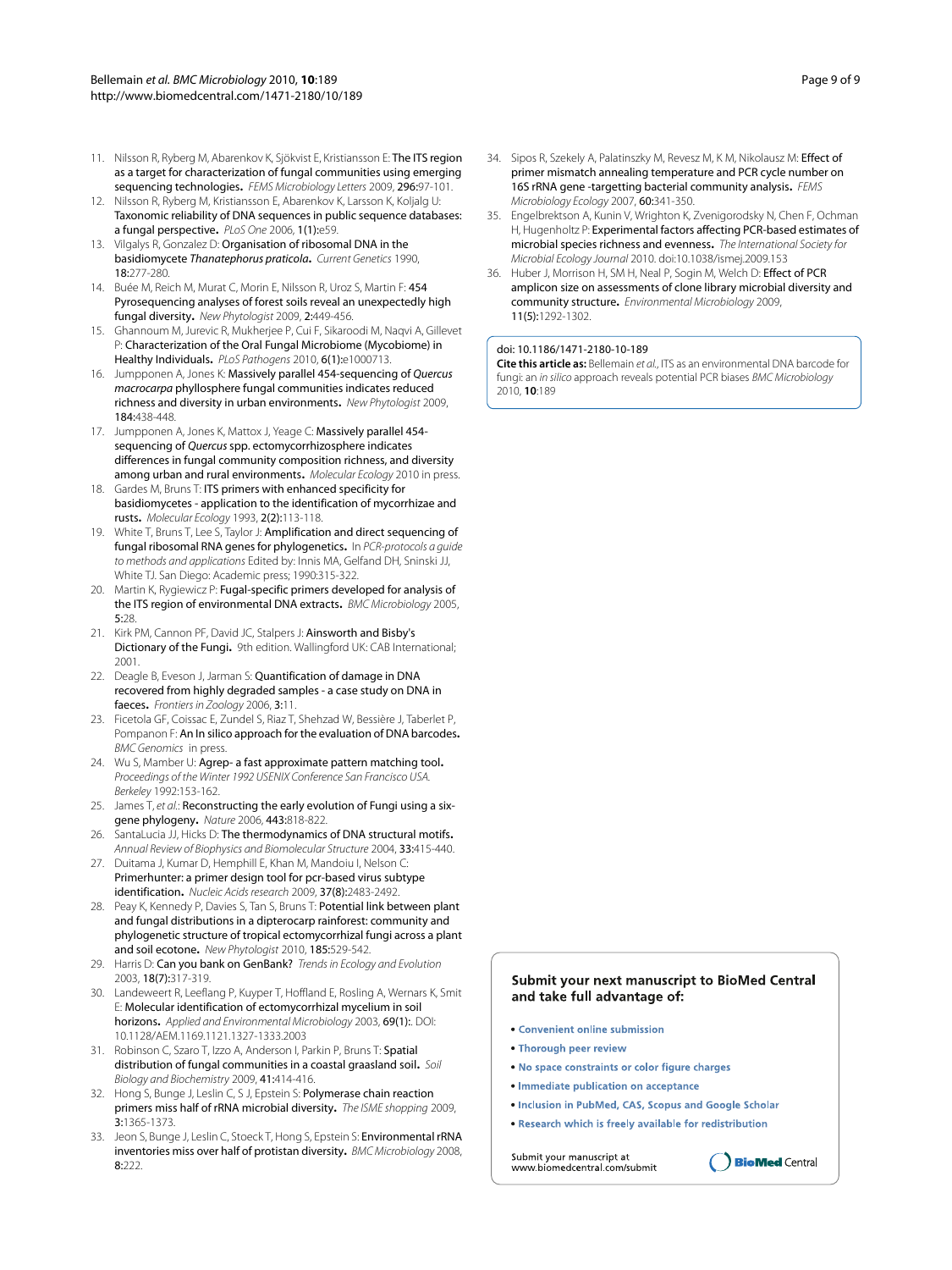11. Nilsson R, Ryberg M, Abarenkov K, Sjökvist E, Kristiansson E: **The ITS region as a target for characterization of fungal communities using emerging sequencing technologies.** *FEMS Microbiology Letters* 2009, **296:**97-101.
12. Nilsson R, Ryberg M, Kristiansson E, Abarenkov K, Larsson K, Koljalg U: **Taxonomic reliability of DNA sequences in public sequence databases: a fungal perspective.** *PLoS One* 2006, **1(1):**e59.
13. Vilgalys R, Gonzalez D: **Organisation of ribosomal DNA in the basidiomycete *Thanatephorus praticola*.** *Current Genetics* 1990, **18:**277-280.
14. Buée M, Reich M, Murat C, Morin E, Nilsson R, Uroz S, Martin F: **454 Pyrosequencing analyses of forest soils reveal an unexpectedly high fungal diversity.** *New Phytologist* 2009, **2:**449-456.
15. Ghannoum M, Jurevic R, Mukherjee P, Cui F, Sikaroodi M, Naqvi A, Gillevet P: **Characterization of the Oral Fungal Microbiome (Mycobiome) in Healthy Individuals.** *PLoS Pathogens* 2010, **6(1):**e1000713.
16. Jumpponen A, Jones K: **Massively parallel 454-sequencing of *Quercus macrocarpa* phyllosphere fungal communities indicates reduced richness and diversity in urban environments.** *New Phytologist* 2009, **184:**438-448.
17. Jumpponen A, Jones K, Mattox J, Yeage C: **Massively parallel 454-sequencing of *Quercus* spp. ectomycorrhizosphere indicates differences in fungal community composition richness, and diversity among urban and rural environments.** *Molecular Ecology* 2010 in press.
18. Gardes M, Bruns T: **ITS primers with enhanced specificity for basidiomycetes - application to the identification of mycorrhizae and rusts.** *Molecular Ecology* 1993, **2(2):**113-118.
19. White T, Bruns T, Lee S, Taylor J: **Amplification and direct sequencing of fungal ribosomal RNA genes for phylogenetics.** In *PCR-protocols a guide to methods and applications* Edited by: Innis MA, Gelfand DH, Sninski JJ, White TJ. San Diego: Academic press; 1990:315-322.
20. Martin K, Rygiewicz P: **Fugal-specific primers developed for analysis of the ITS region of environmental DNA extracts.** *BMC Microbiology* 2005, **5:**28.
21. Kirk PM, Cannon PF, David JC, Stalpers J: **Ainsworth and Bisby's Dictionary of the Fungi.** 9th edition. Wallingford UK: CAB International; 2001.
22. Deagle B, Eveson J, Jarman S: **Quantification of damage in DNA recovered from highly degraded samples - a case study on DNA in faeces.** *Frontiers in Zoology* 2006, **3:**11.
23. Ficetola GF, Coissac E, Zundel S, Riaz T, Shehzad W, Bessière J, Taberlet P, Pompanon F: **An In silico approach for the evaluation of DNA barcodes.** *BMC Genomics* in press.
24. Wu S, Mamber U: **Agrep- a fast approximate pattern matching tool.** *Proceedings of the Winter 1992 USENIX Conference San Francisco USA. Berkeley* 1992:153-162.
25. James T, *et al.*: **Reconstructing the early evolution of Fungi using a six-gene phylogeny.** *Nature* 2006, **443:**818-822.
26. SantaLucia JJ, Hicks D: **The thermodynamics of DNA structural motifs.** *Annual Review of Biophysics and Biomolecular Structure* 2004, **33:**415-440.
27. Duitama J, Kumar D, Hemphill E, Khan M, Mandoiu I, Nelson C: **Primerhunter: a primer design tool for pcr-based virus subtype identification.** *Nucleic Acids research* 2009, **37(8):**2483-2492.
28. Peay K, Kennedy P, Davies S, Tan S, Bruns T: **Potential link between plant and fungal distributions in a dipterocarp rainforest: community and phylogenetic structure of tropical ectomycorrhizal fungi across a plant and soil ecotone.** *New Phytologist* 2010, **185:**529-542.
29. Harris D: **Can you bank on GenBank?** *Trends in Ecology and Evolution* 2003, **18(7):**317-319.
30. Landeweert R, Leeflang P, Kuyper T, Hoffland E, Rosling A, Wernars K, Smit E: **Molecular identification of ectomycorrhizal mycelium in soil horizons.** *Applied and Environmental Microbiology* 2003, **69(1):**. DOI: 10.1128/AEM.1169.1121.1327-1333.2003
31. Robinson C, Szaro T, Izzo A, Anderson I, Parkin P, Bruns T: **Spatial distribution of fungal communities in a coastal graasland soil.** *Soil Biology and Biochemistry* 2009, **41:**414-416.
32. Hong S, Bunge J, Leslin C, S J, Epstein S: **Polymerase chain reaction primers miss half of rRNA microbial diversity.** *The ISME shopping* 2009, **3:**1365-1373.
33. Jeon S, Bunge J, Leslin C, Stoeck T, Hong S, Epstein S: **Environmental rRNA inventories miss over half of protistan diversity.** *BMC Microbiology* 2008, **8:**222.
34. Sipos R, Szekely A, Palatinszky M, Revesz M, K M, Nikolausz M: **Effect of primer mismatch annealing temperature and PCR cycle number on 16S rRNA gene -targetting bacterial community analysis.** *FEMS Microbiology Ecology* 2007, **60:**341-350.
35. Engelbrektson A, Kunin V, Wrighton K, Zvenigorodsky N, Chen F, Ochman H, Hugenholtz P: **Experimental factors affecting PCR-based estimates of microbial species richness and evenness.** *The International Society for Microbial Ecology Journal* 2010. doi:10.1038/ismej.2009.153
36. Huber J, Morrison H, SM H, Neal P, Sogin M, Welch D: **Effect of PCR amplicon size on assessments of clone library microbial diversity and community structure.** *Environmental Microbiology* 2009, **11(5):**1292-1302.

doi: 10.1186/1471-2180-10-189

**Cite this article as:** Bellemain *et al.*, ITS as an environmental DNA barcode for fungi: an *in silico* approach reveals potential PCR biases *BMC Microbiology* 2010, **10**:189

**Submit your next manuscript to BioMed Central and take full advantage of:**

- Convenient online submission
- Thorough peer review
- No space constraints or color figure charges
- Immediate publication on acceptance
- Inclusion in PubMed, CAS, Scopus and Google Scholar
- Research which is freely available for redistribution

Submit your manuscript at www.biomedcentral.com/submit

BioMed Central